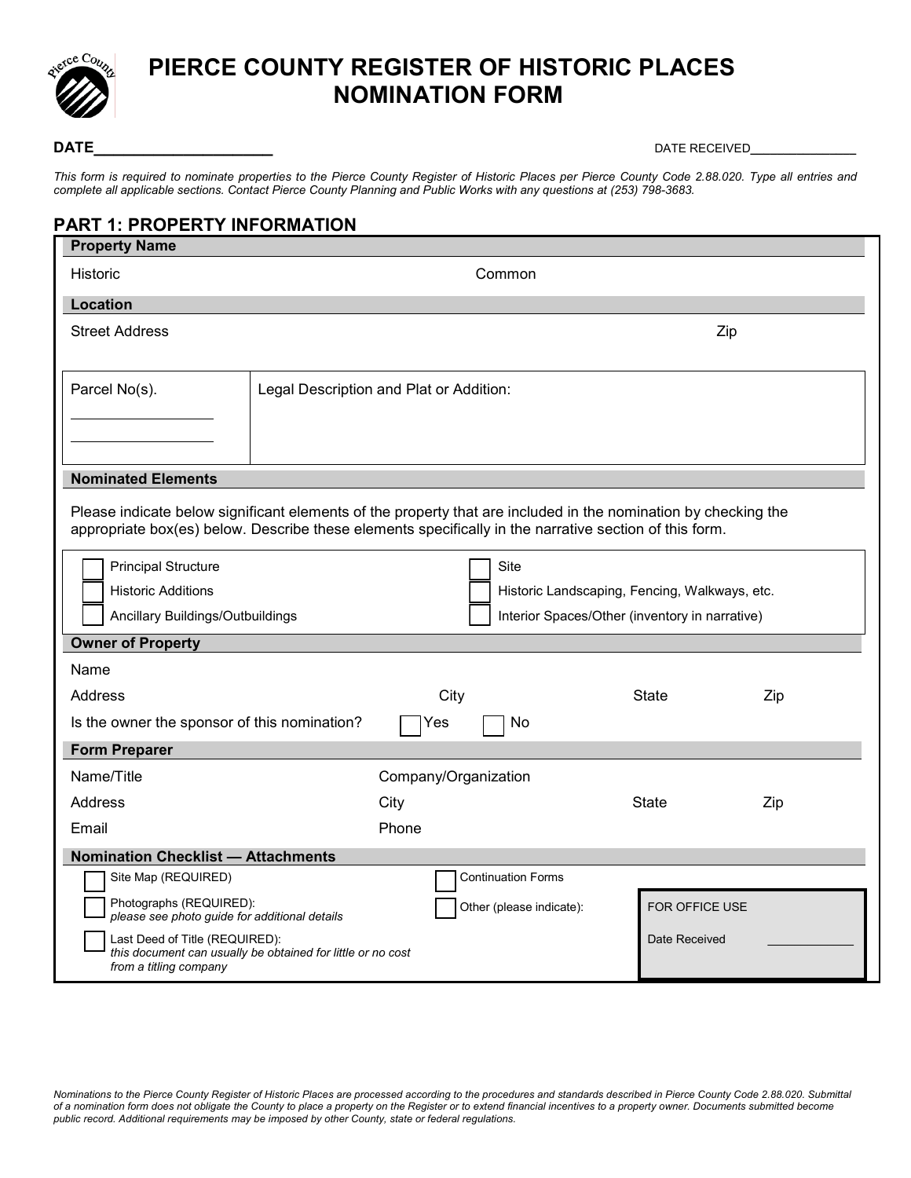# PIERCE COUNTY REGISTER OF HISTORIC PLACES NOMINATION FORM

**DATE**______________________ DATE RECEIVED_______________

*This form is required to nominate properties to the Pierce County Register of Historic Places per Pierce County Code 2.88.020. Type all entries and complete all applicable sections. Contact Pierce County Planning and Public Works with any questions at (253) 798-3683.*

## PART 1: PROPERTY INFORMATION

### Property Name

Historic Common

### Location

Street Address Zip

| Parcel No(s). | Legal Description and Plat or Addition: |
| --- | --- |
| __________________ <br> __________________ | |

### Nominated Elements

Please indicate below significant elements of the property that are included in the nomination by checking the appropriate box(es) below. Describe these elements specifically in the narrative section of this form.

- ☐ Principal Structure
- ☐ Historic Additions
- ☐ Ancillary Buildings/Outbuildings
- ☐ Site
- ☐ Historic Landscaping, Fencing, Walkways, etc.
- ☐ Interior Spaces/Other (inventory in narrative)

### Owner of Property

Name

Address City State Zip

Is the owner the sponsor of this nomination? ☐ Yes ☐ No

### Form Preparer

Name/Title Company/Organization

Address City State Zip

Email Phone

### Nomination Checklist — Attachments

- ☐ Site Map (REQUIRED)
- ☐ Photographs (REQUIRED): *please see photo guide for additional details*
- ☐ Last Deed of Title (REQUIRED): *this document can usually be obtained for little or no cost from a titling company*
- ☐ Continuation Forms
- ☐ Other (please indicate):

| FOR OFFICE USE | |
| --- | --- |
| Date Received | _____________ |

*Nominations to the Pierce County Register of Historic Places are processed according to the procedures and standards described in Pierce County Code 2.88.020. Submittal of a nomination form does not obligate the County to place a property on the Register or to extend financial incentives to a property owner. Documents submitted become public record. Additional requirements may be imposed by other County, state or federal regulations.*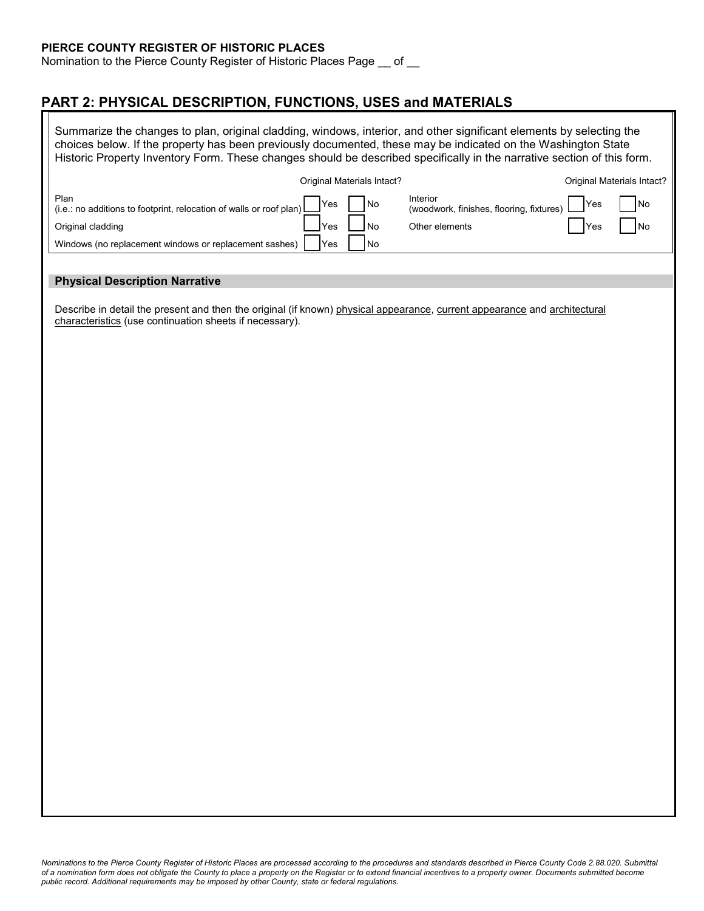## PART 2: PHYSICAL DESCRIPTION, FUNCTIONS, USES and MATERIALS

Summarize the changes to plan, original cladding, windows, interior, and other significant elements by selecting the choices below. If the property has been previously documented, these may be indicated on the Washington State Historic Property Inventory Form. These changes should be described specifically in the narrative section of this form.

| | Original Materials Intact? | | | Original Materials Intact? | |
|---|---|---|---|---|---|
| Plan (i.e.: no additions to footprint, relocation of walls or roof plan) | ☐ Yes | ☐ No | Interior (woodwork, finishes, flooring, fixtures) | ☐ Yes | ☐ No |
| Original cladding | ☐ Yes | ☐ No | Other elements | ☐ Yes | ☐ No |
| Windows (no replacement windows or replacement sashes) | ☐ Yes | ☐ No | | | |

### Physical Description Narrative

Describe in detail the present and then the original (if known) <u>physical appearance</u>, <u>current appearance</u> and <u>architectural characteristics</u> (use continuation sheets if necessary).

*Nominations to the Pierce County Register of Historic Places are processed according to the procedures and standards described in Pierce County Code 2.88.020. Submittal of a nomination form does not obligate the County to place a property on the Register or to extend financial incentives to a property owner. Documents submitted become public record. Additional requirements may be imposed by other County, state or federal regulations.*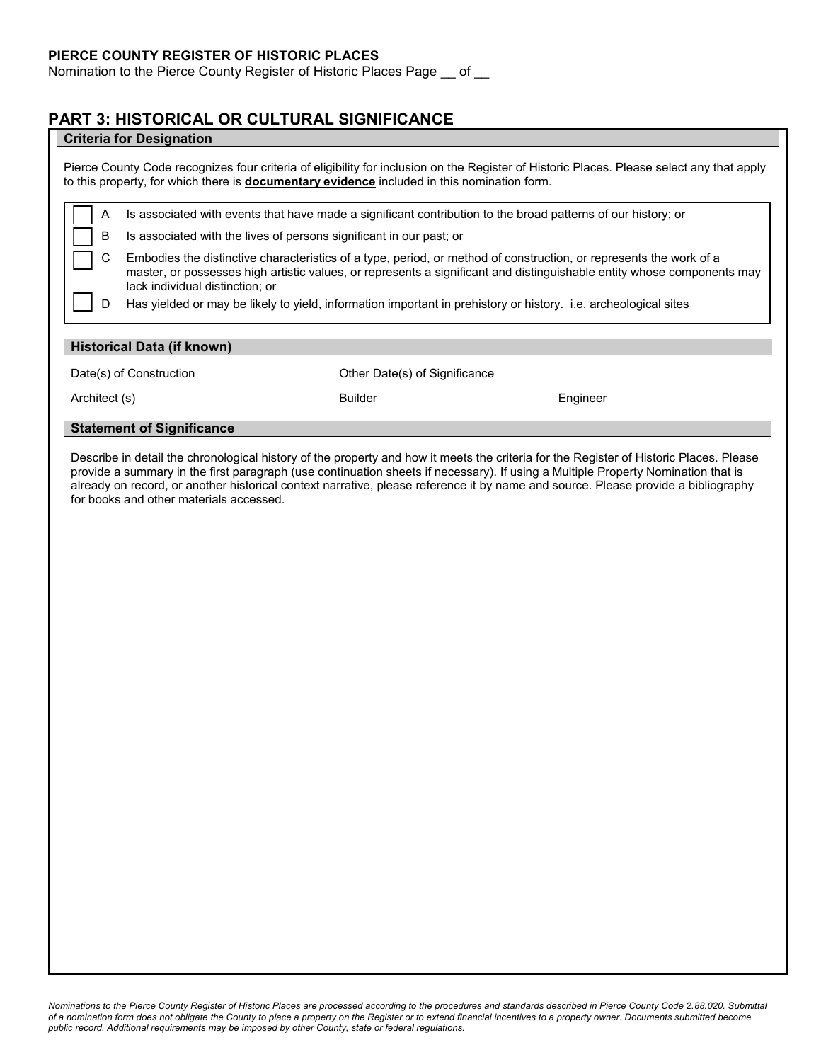**PIERCE COUNTY REGISTER OF HISTORIC PLACES**

Nomination to the Pierce County Register of Historic Places Page __ of __

## PART 3: HISTORICAL OR CULTURAL SIGNIFICANCE

### Criteria for Designation

Pierce County Code recognizes four criteria of eligibility for inclusion on the Register of Historic Places. Please select any that apply to this property, for which there is **documentary evidence** included in this nomination form.

- ☐ A Is associated with events that have made a significant contribution to the broad patterns of our history; or
- ☐ B Is associated with the lives of persons significant in our past; or
- ☐ C Embodies the distinctive characteristics of a type, period, or method of construction, or represents the work of a master, or possesses high artistic values, or represents a significant and distinguishable entity whose components may lack individual distinction; or
- ☐ D Has yielded or may be likely to yield, information important in prehistory or history. i.e. archeological sites

### Historical Data (if known)

| Date(s) of Construction | Other Date(s) of Significance | |
|---|---|---|
| Architect (s) | Builder | Engineer |

### Statement of Significance

Describe in detail the chronological history of the property and how it meets the criteria for the Register of Historic Places. Please provide a summary in the first paragraph (use continuation sheets if necessary). If using a Multiple Property Nomination that is already on record, or another historical context narrative, please reference it by name and source. Please provide a bibliography for books and other materials accessed.

*Nominations to the Pierce County Register of Historic Places are processed according to the procedures and standards described in Pierce County Code 2.88.020. Submittal of a nomination form does not obligate the County to place a property on the Register or to extend financial incentives to a property owner. Documents submitted become public record. Additional requirements may be imposed by other County, state or federal regulations.*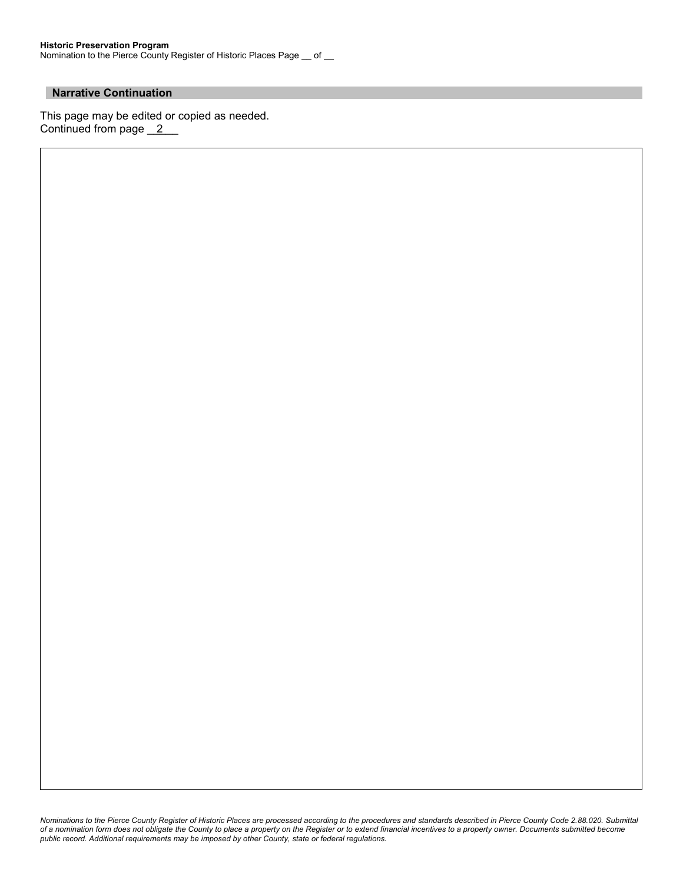## Narrative Continuation

This page may be edited or copied as needed.
Continued from page __2___

*Nominations to the Pierce County Register of Historic Places are processed according to the procedures and standards described in Pierce County Code 2.88.020. Submittal of a nomination form does not obligate the County to place a property on the Register or to extend financial incentives to a property owner. Documents submitted become public record. Additional requirements may be imposed by other County, state or federal regulations.*